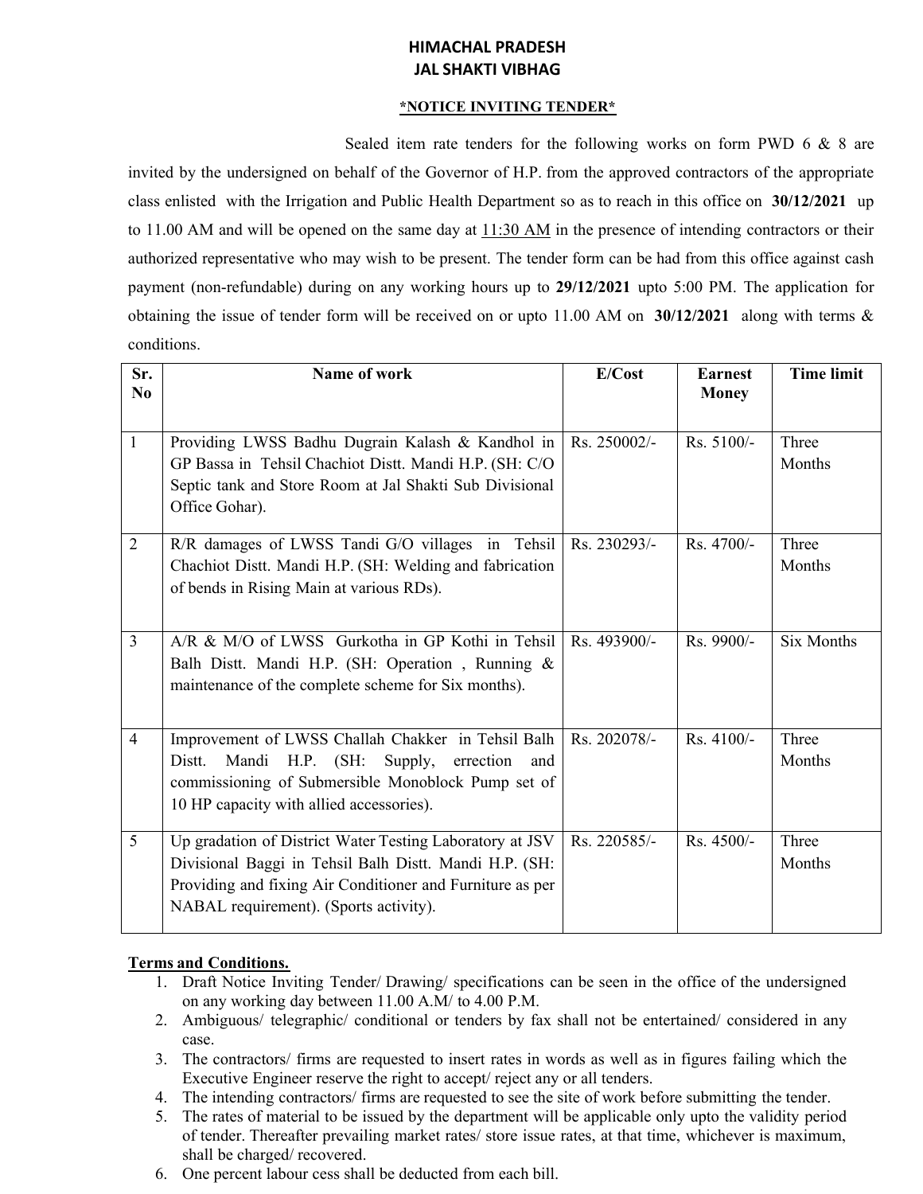# HIMACHAL PRADESH
# JAL SHAKTI VIBHAG

**\*NOTICE INVITING TENDER\***

Sealed item rate tenders for the following works on form PWD 6 & 8 are invited by the undersigned on behalf of the Governor of H.P. from the approved contractors of the appropriate class enlisted with the Irrigation and Public Health Department so as to reach in this office on **30/12/2021** up to 11.00 AM and will be opened on the same day at 11:30 AM in the presence of intending contractors or their authorized representative who may wish to be present. The tender form can be had from this office against cash payment (non-refundable) during on any working hours up to **29/12/2021** upto 5:00 PM. The application for obtaining the issue of tender form will be received on or upto 11.00 AM on **30/12/2021** along with terms & conditions.

| Sr. No | Name of work | E/Cost | Earnest Money | Time limit |
|---|---|---|---|---|
| 1 | Providing LWSS Badhu Dugrain Kalash & Kandhol in GP Bassa in Tehsil Chachiot Distt. Mandi H.P. (SH: C/O Septic tank and Store Room at Jal Shakti Sub Divisional Office Gohar). | Rs. 250002/- | Rs. 5100/- | Three Months |
| 2 | R/R damages of LWSS Tandi G/O villages in Tehsil Chachiot Distt. Mandi H.P. (SH: Welding and fabrication of bends in Rising Main at various RDs). | Rs. 230293/- | Rs. 4700/- | Three Months |
| 3 | A/R & M/O of LWSS Gurkotha in GP Kothi in Tehsil Balh Distt. Mandi H.P. (SH: Operation , Running & maintenance of the complete scheme for Six months). | Rs. 493900/- | Rs. 9900/- | Six Months |
| 4 | Improvement of LWSS Challah Chakker in Tehsil Balh Distt. Mandi H.P. (SH: Supply, errection and commissioning of Submersible Monoblock Pump set of 10 HP capacity with allied accessories). | Rs. 202078/- | Rs. 4100/- | Three Months |
| 5 | Up gradation of District Water Testing Laboratory at JSV Divisional Baggi in Tehsil Balh Distt. Mandi H.P. (SH: Providing and fixing Air Conditioner and Furniture as per NABAL requirement). (Sports activity). | Rs. 220585/- | Rs. 4500/- | Three Months |

**Terms and Conditions.**

1. Draft Notice Inviting Tender/ Drawing/ specifications can be seen in the office of the undersigned on any working day between 11.00 A.M/ to 4.00 P.M.
2. Ambiguous/ telegraphic/ conditional or tenders by fax shall not be entertained/ considered in any case.
3. The contractors/ firms are requested to insert rates in words as well as in figures failing which the Executive Engineer reserve the right to accept/ reject any or all tenders.
4. The intending contractors/ firms are requested to see the site of work before submitting the tender.
5. The rates of material to be issued by the department will be applicable only upto the validity period of tender. Thereafter prevailing market rates/ store issue rates, at that time, whichever is maximum, shall be charged/ recovered.
6. One percent labour cess shall be deducted from each bill.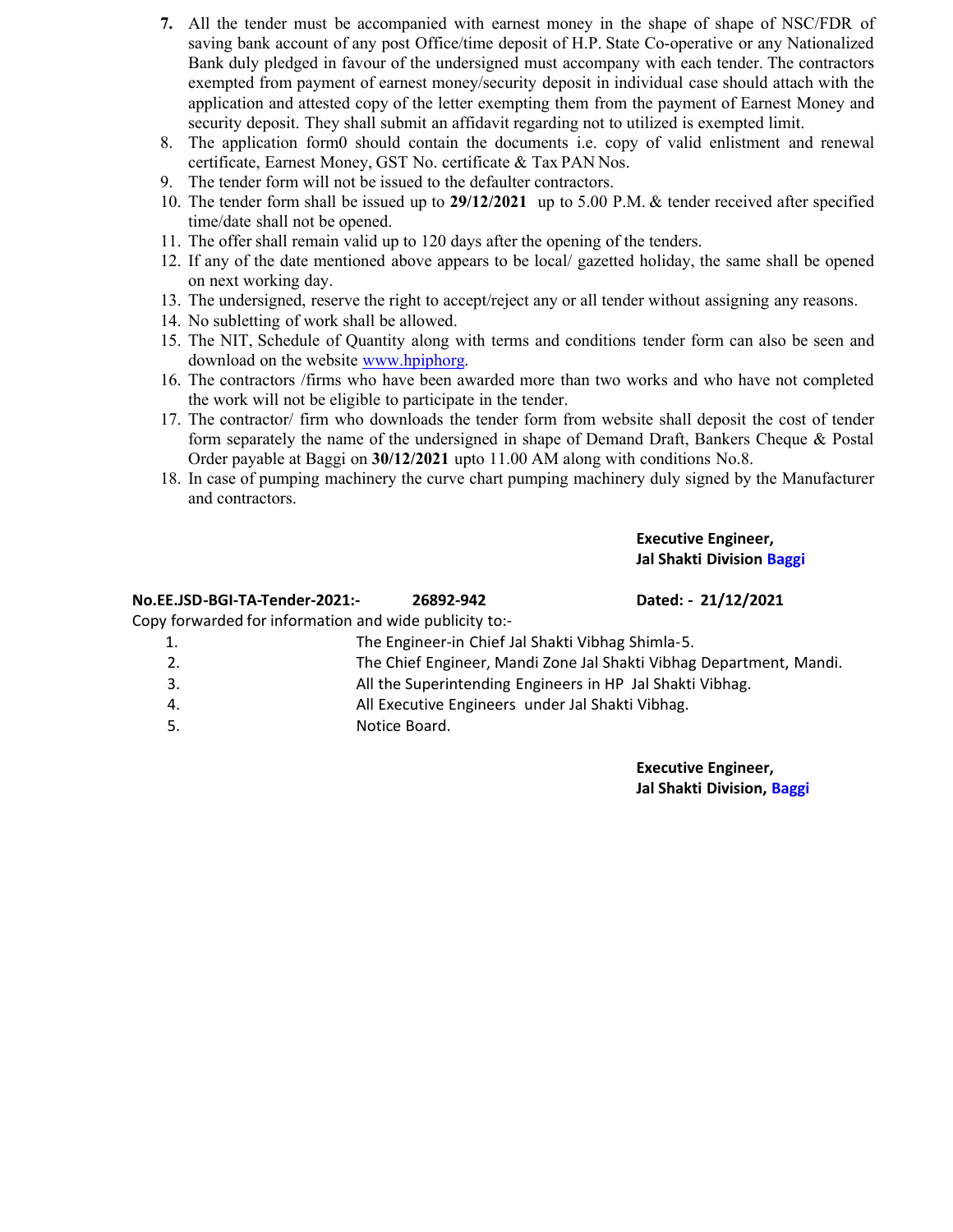7. All the tender must be accompanied with earnest money in the shape of shape of NSC/FDR of saving bank account of any post Office/time deposit of H.P. State Co-operative or any Nationalized Bank duly pledged in favour of the undersigned must accompany with each tender. The contractors exempted from payment of earnest money/security deposit in individual case should attach with the application and attested copy of the letter exempting them from the payment of Earnest Money and security deposit. They shall submit an affidavit regarding not to utilized is exempted limit.
8. The application form0 should contain the documents i.e. copy of valid enlistment and renewal certificate, Earnest Money, GST No. certificate & Tax PAN Nos.
9. The tender form will not be issued to the defaulter contractors.
10. The tender form shall be issued up to **29/12/2021** up to 5.00 P.M. & tender received after specified time/date shall not be opened.
11. The offer shall remain valid up to 120 days after the opening of the tenders.
12. If any of the date mentioned above appears to be local/ gazetted holiday, the same shall be opened on next working day.
13. The undersigned, reserve the right to accept/reject any or all tender without assigning any reasons.
14. No subletting of work shall be allowed.
15. The NIT, Schedule of Quantity along with terms and conditions tender form can also be seen and download on the website www.hpiphorg.
16. The contractors /firms who have been awarded more than two works and who have not completed the work will not be eligible to participate in the tender.
17. The contractor/ firm who downloads the tender form from website shall deposit the cost of tender form separately the name of the undersigned in shape of Demand Draft, Bankers Cheque & Postal Order payable at Baggi on **30/12/2021** upto 11.00 AM along with conditions No.8.
18. In case of pumping machinery the curve chart pumping machinery duly signed by the Manufacturer and contractors.

**Executive Engineer,**
**Jal Shakti Division Baggi**

**No.EE.JSD-BGI-TA-Tender-2021:- 26892-942 Dated: - 21/12/2021**

Copy forwarded for information and wide publicity to:-

1. The Engineer-in Chief Jal Shakti Vibhag Shimla-5.
2. The Chief Engineer, Mandi Zone Jal Shakti Vibhag Department, Mandi.
3. All the Superintending Engineers in HP Jal Shakti Vibhag.
4. All Executive Engineers under Jal Shakti Vibhag.
5. Notice Board.

**Executive Engineer,**
**Jal Shakti Division, Baggi**